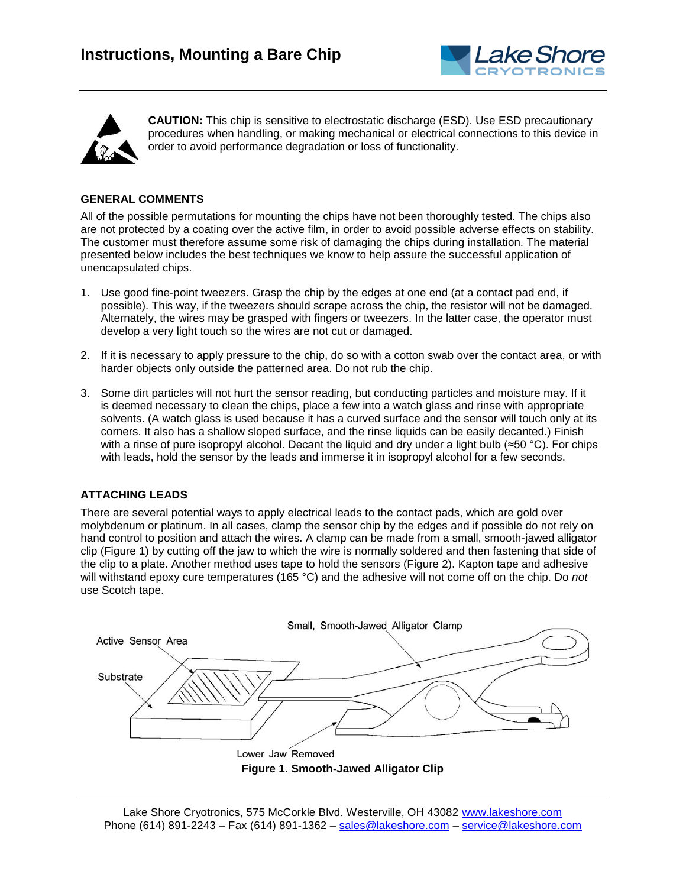# Instructions, Mounting a Bare Chip

**CAUTION:** This chip is sensitive to electrostatic discharge (ESD). Use ESD precautionary procedures when handling, or making mechanical or electrical connections to this device in order to avoid performance degradation or loss of functionality.

## GENERAL COMMENTS

All of the possible permutations for mounting the chips have not been thoroughly tested. The chips also are not protected by a coating over the active film, in order to avoid possible adverse effects on stability. The customer must therefore assume some risk of damaging the chips during installation. The material presented below includes the best techniques we know to help assure the successful application of unencapsulated chips.

1. Use good fine-point tweezers. Grasp the chip by the edges at one end (at a contact pad end, if possible). This way, if the tweezers should scrape across the chip, the resistor will not be damaged. Alternately, the wires may be grasped with fingers or tweezers. In the latter case, the operator must develop a very light touch so the wires are not cut or damaged.

2. If it is necessary to apply pressure to the chip, do so with a cotton swab over the contact area, or with harder objects only outside the patterned area. Do not rub the chip.

3. Some dirt particles will not hurt the sensor reading, but conducting particles and moisture may. If it is deemed necessary to clean the chips, place a few into a watch glass and rinse with appropriate solvents. (A watch glass is used because it has a curved surface and the sensor will touch only at its corners. It also has a shallow sloped surface, and the rinse liquids can be easily decanted.) Finish with a rinse of pure isopropyl alcohol. Decant the liquid and dry under a light bulb (≈50 °C). For chips with leads, hold the sensor by the leads and immerse it in isopropyl alcohol for a few seconds.

## ATTACHING LEADS

There are several potential ways to apply electrical leads to the contact pads, which are gold over molybdenum or platinum. In all cases, clamp the sensor chip by the edges and if possible do not rely on hand control to position and attach the wires. A clamp can be made from a small, smooth-jawed alligator clip (Figure 1) by cutting off the jaw to which the wire is normally soldered and then fastening that side of the clip to a plate. Another method uses tape to hold the sensors (Figure 2). Kapton tape and adhesive will withstand epoxy cure temperatures (165 °C) and the adhesive will not come off on the chip. Do *not* use Scotch tape.

**Figure 1. Smooth-Jawed Alligator Clip**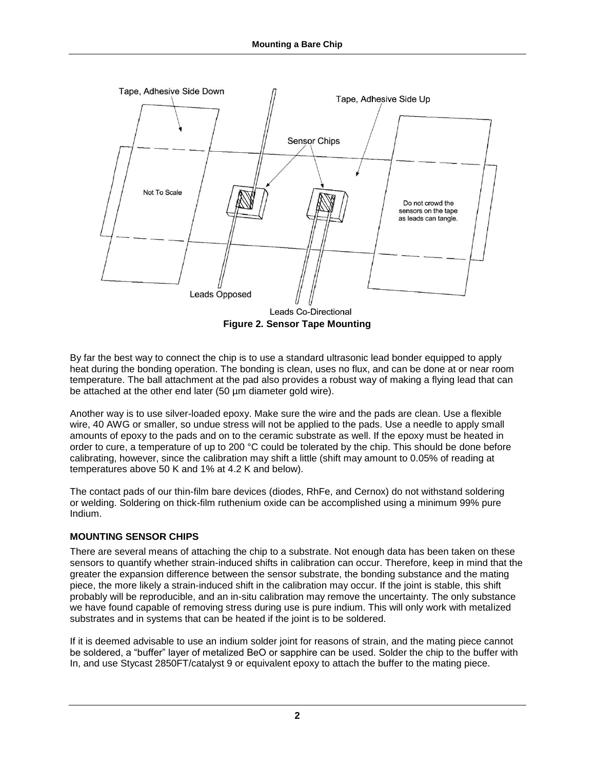Figure 2. Sensor Tape Mounting

By far the best way to connect the chip is to use a standard ultrasonic lead bonder equipped to apply heat during the bonding operation. The bonding is clean, uses no flux, and can be done at or near room temperature. The ball attachment at the pad also provides a robust way of making a flying lead that can be attached at the other end later (50 µm diameter gold wire).

Another way is to use silver-loaded epoxy. Make sure the wire and the pads are clean. Use a flexible wire, 40 AWG or smaller, so undue stress will not be applied to the pads. Use a needle to apply small amounts of epoxy to the pads and on to the ceramic substrate as well. If the epoxy must be heated in order to cure, a temperature of up to 200 °C could be tolerated by the chip. This should be done before calibrating, however, since the calibration may shift a little (shift may amount to 0.05% of reading at temperatures above 50 K and 1% at 4.2 K and below).

The contact pads of our thin-film bare devices (diodes, RhFe, and Cernox) do not withstand soldering or welding. Soldering on thick-film ruthenium oxide can be accomplished using a minimum 99% pure Indium.

### MOUNTING SENSOR CHIPS

There are several means of attaching the chip to a substrate. Not enough data has been taken on these sensors to quantify whether strain-induced shifts in calibration can occur. Therefore, keep in mind that the greater the expansion difference between the sensor substrate, the bonding substance and the mating piece, the more likely a strain-induced shift in the calibration may occur. If the joint is stable, this shift probably will be reproducible, and an in-situ calibration may remove the uncertainty. The only substance we have found capable of removing stress during use is pure indium. This will only work with metalized substrates and in systems that can be heated if the joint is to be soldered.

If it is deemed advisable to use an indium solder joint for reasons of strain, and the mating piece cannot be soldered, a "buffer" layer of metalized BeO or sapphire can be used. Solder the chip to the buffer with In, and use Stycast 2850FT/catalyst 9 or equivalent epoxy to attach the buffer to the mating piece.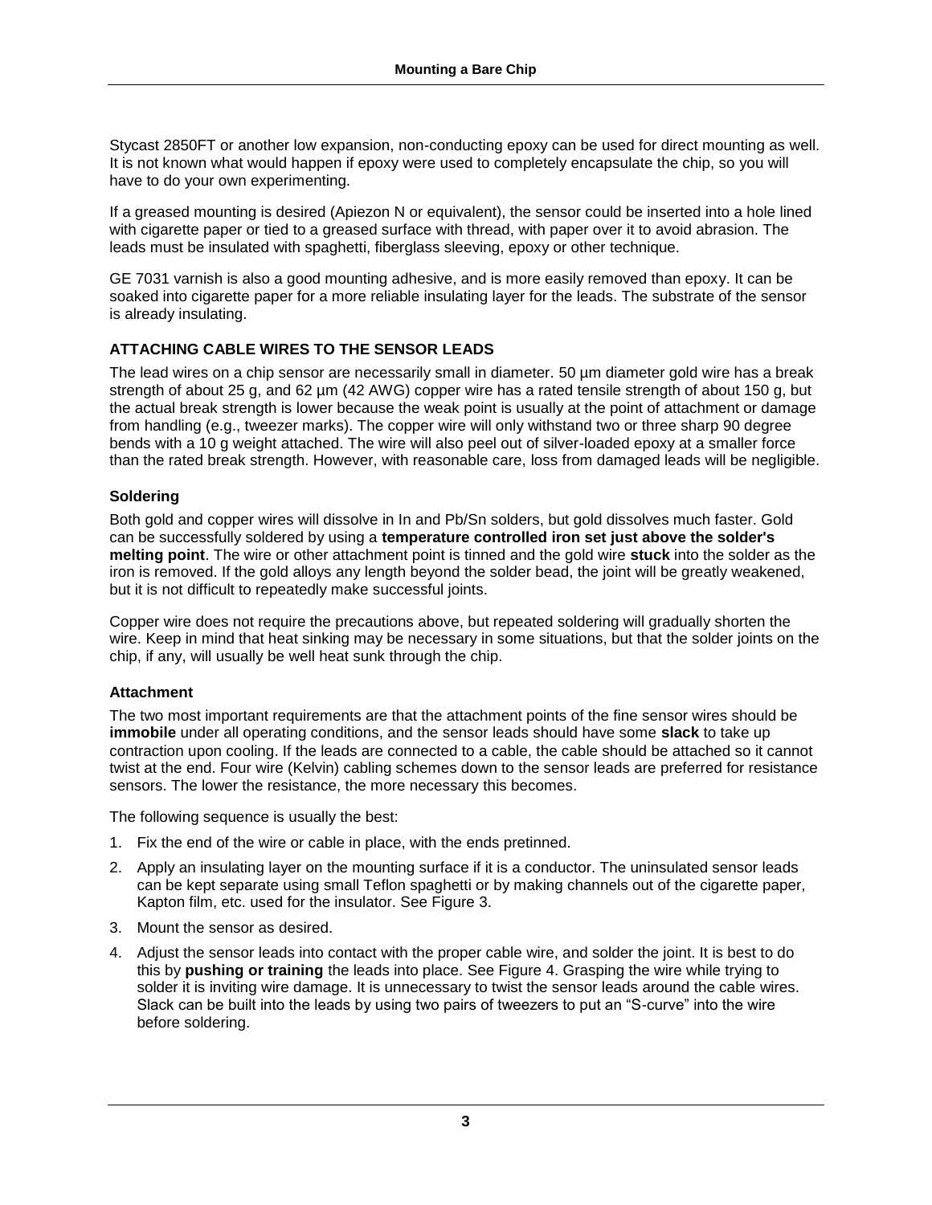Stycast 2850FT or another low expansion, non-conducting epoxy can be used for direct mounting as well. It is not known what would happen if epoxy were used to completely encapsulate the chip, so you will have to do your own experimenting.

If a greased mounting is desired (Apiezon N or equivalent), the sensor could be inserted into a hole lined with cigarette paper or tied to a greased surface with thread, with paper over it to avoid abrasion. The leads must be insulated with spaghetti, fiberglass sleeving, epoxy or other technique.

GE 7031 varnish is also a good mounting adhesive, and is more easily removed than epoxy. It can be soaked into cigarette paper for a more reliable insulating layer for the leads. The substrate of the sensor is already insulating.

## ATTACHING CABLE WIRES TO THE SENSOR LEADS

The lead wires on a chip sensor are necessarily small in diameter. 50 µm diameter gold wire has a break strength of about 25 g, and 62 µm (42 AWG) copper wire has a rated tensile strength of about 150 g, but the actual break strength is lower because the weak point is usually at the point of attachment or damage from handling (e.g., tweezer marks). The copper wire will only withstand two or three sharp 90 degree bends with a 10 g weight attached. The wire will also peel out of silver-loaded epoxy at a smaller force than the rated break strength. However, with reasonable care, loss from damaged leads will be negligible.

### Soldering

Both gold and copper wires will dissolve in In and Pb/Sn solders, but gold dissolves much faster. Gold can be successfully soldered by using a **temperature controlled iron set just above the solder's melting point**. The wire or other attachment point is tinned and the gold wire **stuck** into the solder as the iron is removed. If the gold alloys any length beyond the solder bead, the joint will be greatly weakened, but it is not difficult to repeatedly make successful joints.

Copper wire does not require the precautions above, but repeated soldering will gradually shorten the wire. Keep in mind that heat sinking may be necessary in some situations, but that the solder joints on the chip, if any, will usually be well heat sunk through the chip.

### Attachment

The two most important requirements are that the attachment points of the fine sensor wires should be **immobile** under all operating conditions, and the sensor leads should have some **slack** to take up contraction upon cooling. If the leads are connected to a cable, the cable should be attached so it cannot twist at the end. Four wire (Kelvin) cabling schemes down to the sensor leads are preferred for resistance sensors. The lower the resistance, the more necessary this becomes.

The following sequence is usually the best:

1. Fix the end of the wire or cable in place, with the ends pretinned.
2. Apply an insulating layer on the mounting surface if it is a conductor. The uninsulated sensor leads can be kept separate using small Teflon spaghetti or by making channels out of the cigarette paper, Kapton film, etc. used for the insulator. See Figure 3.
3. Mount the sensor as desired.
4. Adjust the sensor leads into contact with the proper cable wire, and solder the joint. It is best to do this by **pushing or training** the leads into place. See Figure 4. Grasping the wire while trying to solder it is inviting wire damage. It is unnecessary to twist the sensor leads around the cable wires. Slack can be built into the leads by using two pairs of tweezers to put an “S-curve” into the wire before soldering.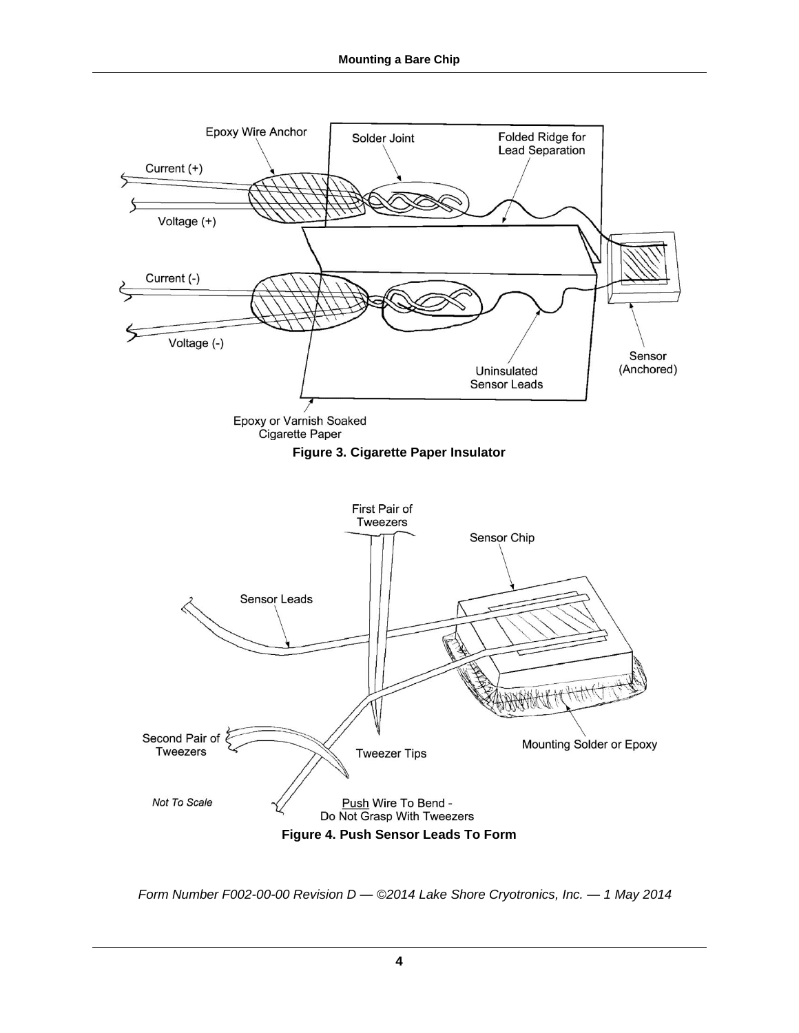Epoxy Wire Anchor

Solder Joint

Folded Ridge for Lead Separation

Current (+)

Voltage (+)

Current (-)

Voltage (-)

Sensor (Anchored)

Uninsulated Sensor Leads

Epoxy or Varnish Soaked Cigarette Paper

**Figure 3. Cigarette Paper Insulator**

First Pair of Tweezers

Sensor Chip

Sensor Leads

Second Pair of Tweezers

Tweezer Tips

Mounting Solder or Epoxy

*Not To Scale*

Push Wire To Bend - Do Not Grasp With Tweezers

**Figure 4. Push Sensor Leads To Form**

*Form Number F002-00-00 Revision D — ©2014 Lake Shore Cryotronics, Inc. — 1 May 2014*